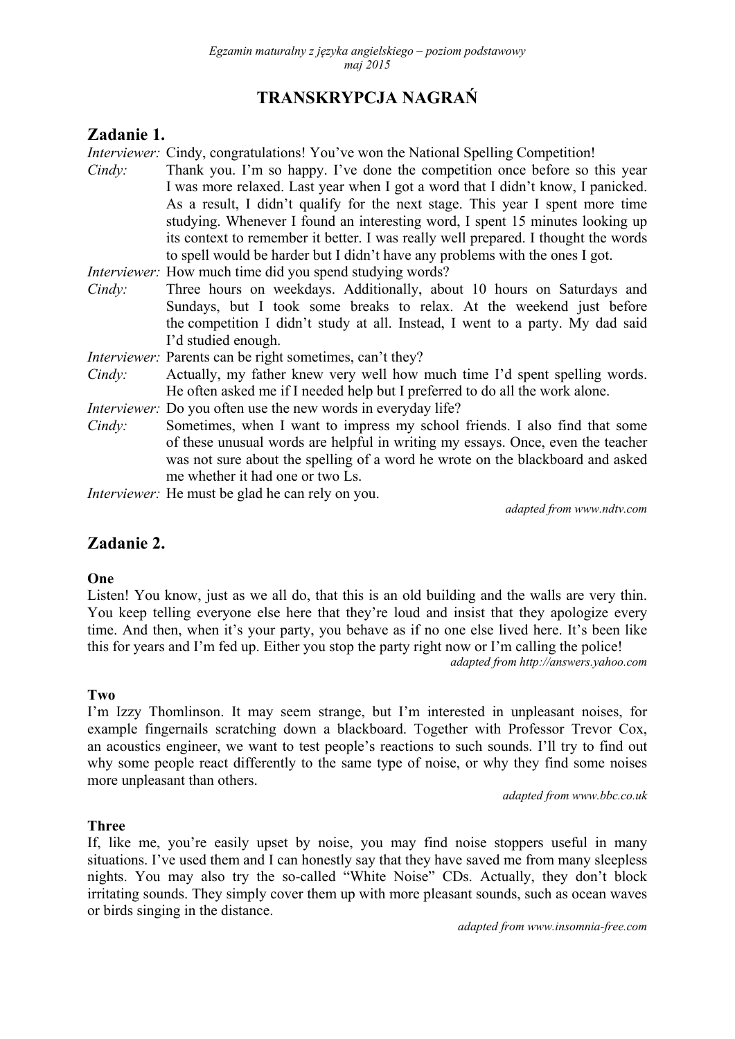# TRANSKRYPCJA NAGRAŃ

## Zadanie 1.

*Interviewer:* Cindy, congratulations! You've won the National Spelling Competition!

*Cindy:* Thank you. I'm so happy. I've done the competition once before so this year I was more relaxed. Last year when I got a word that I didn't know, I panicked. As a result, I didn't qualify for the next stage. This year I spent more time studying. Whenever I found an interesting word, I spent 15 minutes looking up its context to remember it better. I was really well prepared. I thought the words to spell would be harder but I didn't have any problems with the ones I got.

*Interviewer:* How much time did you spend studying words?

*Cindy:* Three hours on weekdays. Additionally, about 10 hours on Saturdays and Sundays, but I took some breaks to relax. At the weekend just before the competition I didn't study at all. Instead, I went to a party. My dad said I'd studied enough.

*Interviewer:* Parents can be right sometimes, can't they?

*Cindy:* Actually, my father knew very well how much time I'd spent spelling words. He often asked me if I needed help but I preferred to do all the work alone.

*Interviewer:* Do you often use the new words in everyday life?

*Cindy:* Sometimes, when I want to impress my school friends. I also find that some of these unusual words are helpful in writing my essays. Once, even the teacher was not sure about the spelling of a word he wrote on the blackboard and asked me whether it had one or two Ls.

*Interviewer:* He must be glad he can rely on you.

*adapted from www.ndtv.com*

## Zadanie 2.

**One**

Listen! You know, just as we all do, that this is an old building and the walls are very thin. You keep telling everyone else here that they're loud and insist that they apologize every time. And then, when it's your party, you behave as if no one else lived here. It's been like this for years and I'm fed up. Either you stop the party right now or I'm calling the police!

*adapted from http://answers.yahoo.com*

**Two**

I'm Izzy Thomlinson. It may seem strange, but I'm interested in unpleasant noises, for example fingernails scratching down a blackboard. Together with Professor Trevor Cox, an acoustics engineer, we want to test people's reactions to such sounds. I'll try to find out why some people react differently to the same type of noise, or why they find some noises more unpleasant than others.

*adapted from www.bbc.co.uk*

**Three**

If, like me, you're easily upset by noise, you may find noise stoppers useful in many situations. I've used them and I can honestly say that they have saved me from many sleepless nights. You may also try the so-called "White Noise" CDs. Actually, they don't block irritating sounds. They simply cover them up with more pleasant sounds, such as ocean waves or birds singing in the distance.

*adapted from www.insomnia-free.com*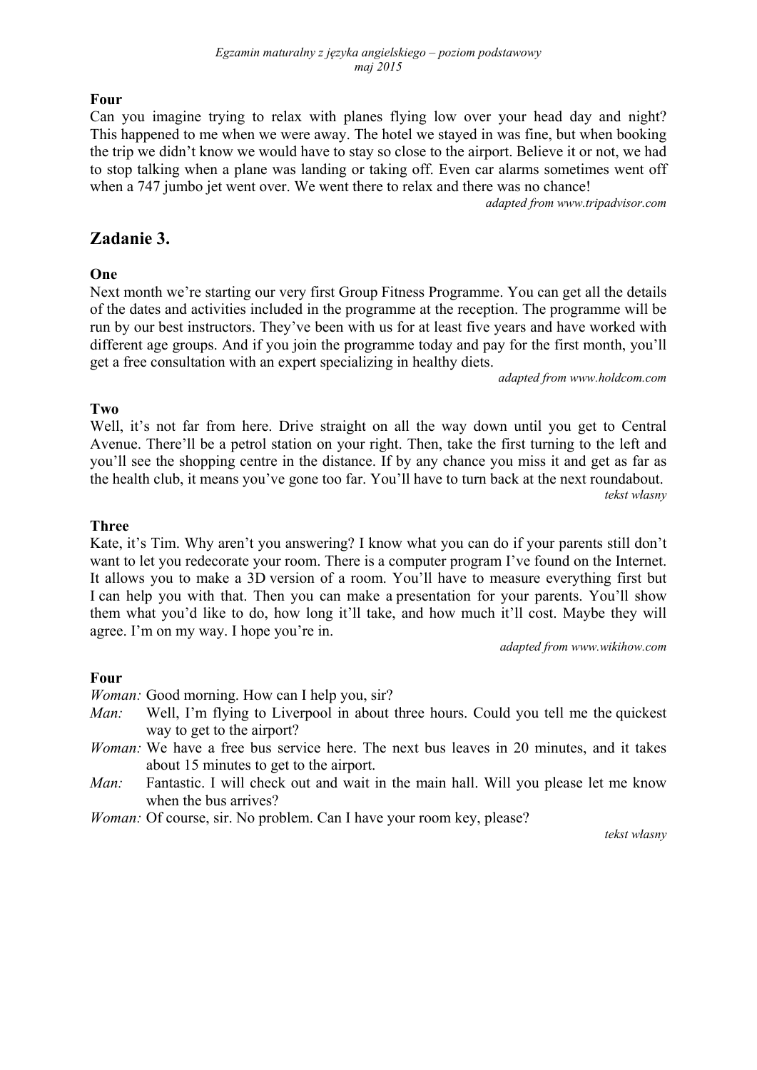**Four**

Can you imagine trying to relax with planes flying low over your head day and night? This happened to me when we were away. The hotel we stayed in was fine, but when booking the trip we didn't know we would have to stay so close to the airport. Believe it or not, we had to stop talking when a plane was landing or taking off. Even car alarms sometimes went off when a 747 jumbo jet went over. We went there to relax and there was no chance!

*adapted from www.tripadvisor.com*

## Zadanie 3.

**One**

Next month we're starting our very first Group Fitness Programme. You can get all the details of the dates and activities included in the programme at the reception. The programme will be run by our best instructors. They've been with us for at least five years and have worked with different age groups. And if you join the programme today and pay for the first month, you'll get a free consultation with an expert specializing in healthy diets.

*adapted from www.holdcom.com*

**Two**

Well, it's not far from here. Drive straight on all the way down until you get to Central Avenue. There'll be a petrol station on your right. Then, take the first turning to the left and you'll see the shopping centre in the distance. If by any chance you miss it and get as far as the health club, it means you've gone too far. You'll have to turn back at the next roundabout.

*tekst własny*

**Three**

Kate, it's Tim. Why aren't you answering? I know what you can do if your parents still don't want to let you redecorate your room. There is a computer program I've found on the Internet. It allows you to make a 3D version of a room. You'll have to measure everything first but I can help you with that. Then you can make a presentation for your parents. You'll show them what you'd like to do, how long it'll take, and how much it'll cost. Maybe they will agree. I'm on my way. I hope you're in.

*adapted from www.wikihow.com*

**Four**

*Woman:* Good morning. How can I help you, sir?

*Man:* Well, I'm flying to Liverpool in about three hours. Could you tell me the quickest way to get to the airport?

*Woman:* We have a free bus service here. The next bus leaves in 20 minutes, and it takes about 15 minutes to get to the airport.

*Man:* Fantastic. I will check out and wait in the main hall. Will you please let me know when the bus arrives?

*Woman:* Of course, sir. No problem. Can I have your room key, please?

*tekst własny*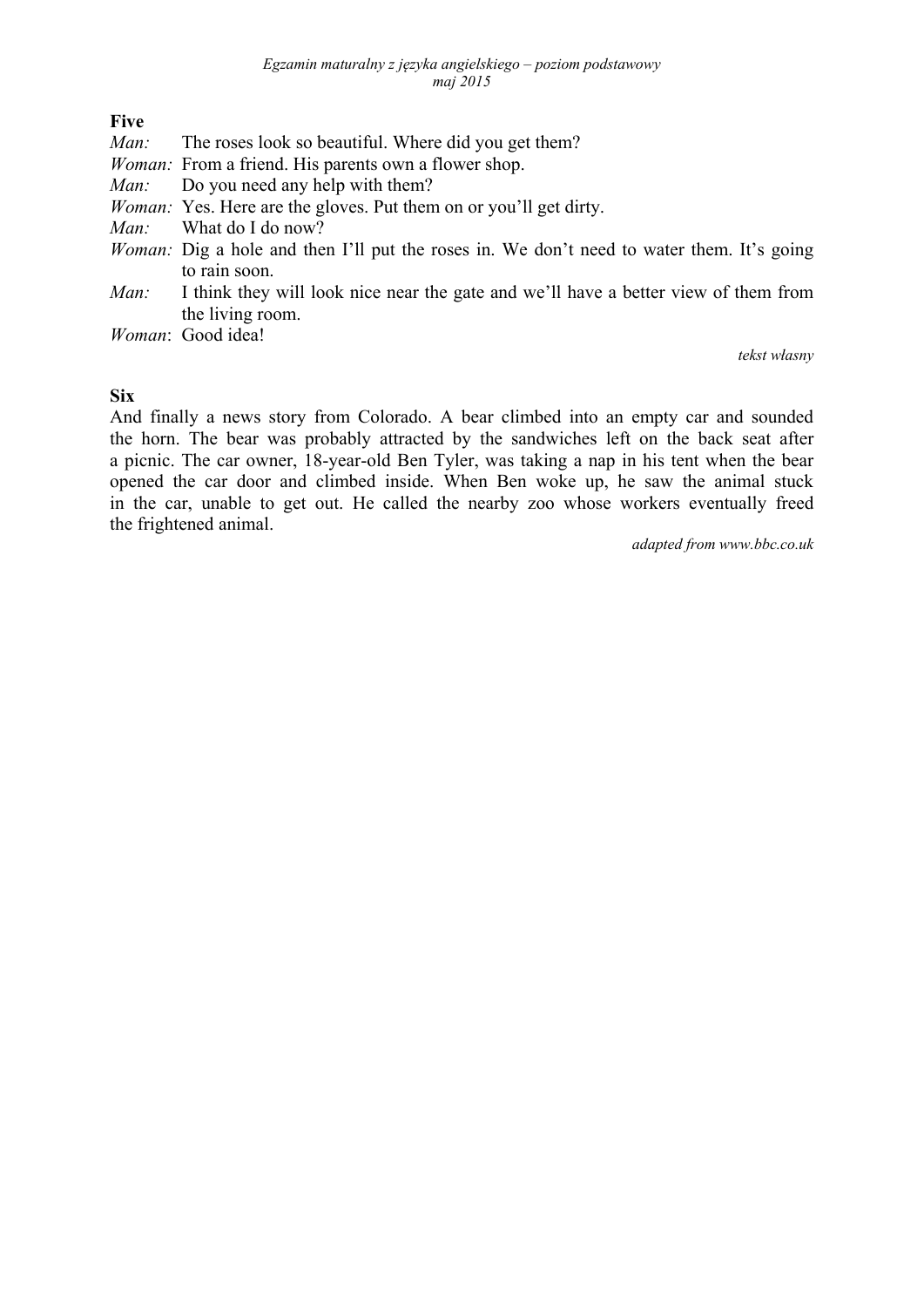**Five**

*Man:* The roses look so beautiful. Where did you get them?

*Woman:* From a friend. His parents own a flower shop.

*Man:* Do you need any help with them?

*Woman:* Yes. Here are the gloves. Put them on or you'll get dirty.

*Man:* What do I do now?

*Woman:* Dig a hole and then I'll put the roses in. We don't need to water them. It's going to rain soon.

*Man:* I think they will look nice near the gate and we'll have a better view of them from the living room.

*Woman*: Good idea!

*tekst własny*

**Six**

And finally a news story from Colorado. A bear climbed into an empty car and sounded the horn. The bear was probably attracted by the sandwiches left on the back seat after a picnic. The car owner, 18-year-old Ben Tyler, was taking a nap in his tent when the bear opened the car door and climbed inside. When Ben woke up, he saw the animal stuck in the car, unable to get out. He called the nearby zoo whose workers eventually freed the frightened animal.

*adapted from www.bbc.co.uk*